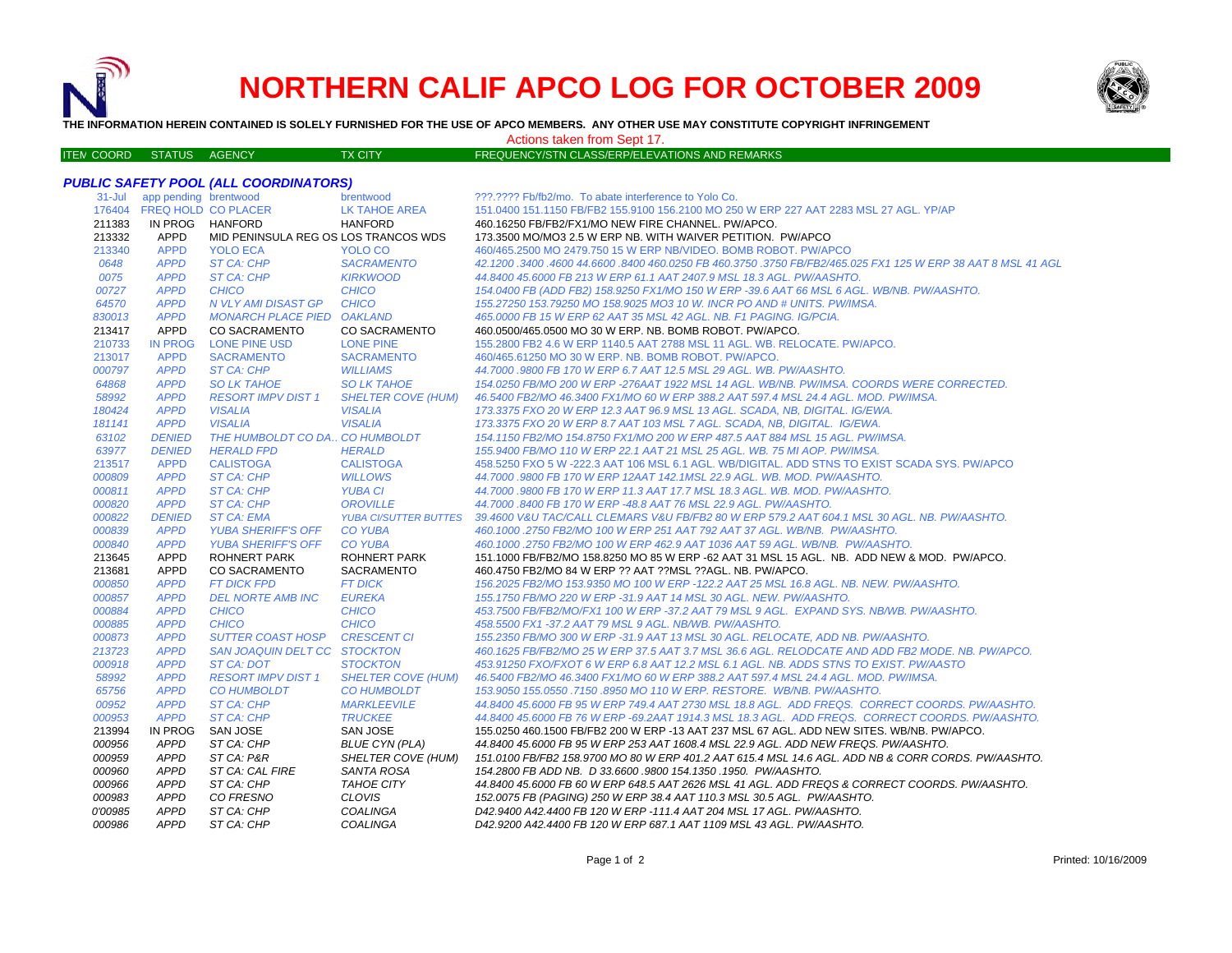# NORTHERN CALIF APCO LOG FOR OCTOBER 2009

**THE INFORMATION HEREIN CONTAINED IS SOLELY FURNISHED FOR THE USE OF APCO MEMBERS. ANY OTHER USE MAY CONSTITUTE COPYRIGHT INFRINGEMENT**

Actions taken from Sept 17.

### *PUBLIC SAFETY POOL (ALL COORDINATORS)*

| ITEM COORD | STATUS | AGENCY | TX CITY | FREQUENCY/STN CLASS/ERP/ELEVATIONS AND REMARKS |
|---|---|---|---|---|
| 31-Jul | app pending | brentwood | brentwood | ???.???? Fb/fb2/mo. To abate interference to Yolo Co. |
| 176404 | FREQ HOLD | CO PLACER | LK TAHOE AREA | 151.0400 151.1150 FB/FB2 155.9100 156.2100 MO 250 W ERP 227 AAT 2283 MSL 27 AGL. YP/AP |
| 211383 | IN PROG | HANFORD | HANFORD | 460.16250 FB/FB2/FX1/MO NEW FIRE CHANNEL. PW/APCO. |
| 213332 | APPD | MID PENINSULA REG OS | LOS TRANCOS WDS | 173.3500 MO/MO3 2.5 W ERP NB. WITH WAIVER PETITION. PW/APCO |
| 213340 | APPD | YOLO ECA | YOLO CO | 460/465.2500 MO 2479.750 15 W ERP NB/VIDEO. BOMB ROBOT. PW/APCO |
| 0648 | APPD | ST CA: CHP | SACRAMENTO | 42.1200 .3400 .4600 44.6600 .8400 460.0250 FB 460.3750 .3750 FB/FB2/465.025 FX1 125 W ERP 38 AAT 8 MSL 41 AGL |
| 0075 | APPD | ST CA: CHP | KIRKWOOD | 44.8400 45.6000 FB 213 W ERP 61.1 AAT 2407.9 MSL 18.3 AGL. PW/AASHTO. |
| 00727 | APPD | CHICO | CHICO | 154.0400 FB (ADD FB2) 158.9250 FX1/MO 150 W ERP -39.6 AAT 66 MSL 6 AGL. WB/NB. PW/AASHTO. |
| 64570 | APPD | N VLY AMI DISAST GP | CHICO | 155.27250 153.79250 MO 158.9025 MO3 10 W. INCR PO AND # UNITS. PW/IMSA. |
| 830013 | APPD | MONARCH PLACE PIED | OAKLAND | 465.0000 FB 15 W ERP 62 AAT 35 MSL 42 AGL. NB. F1 PAGING. IG/PCIA. |
| 213417 | APPD | CO SACRAMENTO | CO SACRAMENTO | 460.0500/465.0500 MO 30 W ERP. NB. BOMB ROBOT. PW/APCO. |
| 210733 | IN PROG | LONE PINE USD | LONE PINE | 155.2800 FB2 4.6 W ERP 1140.5 AAT 2788 MSL 11 AGL. WB. RELOCATE. PW/APCO. |
| 213017 | APPD | SACRAMENTO | SACRAMENTO | 460/465.61250 MO 30 W ERP. NB. BOMB ROBOT. PW/APCO. |
| 000797 | APPD | ST CA: CHP | WILLIAMS | 44.7000 .9800 FB 170 W ERP 6.7 AAT 12.5 MSL 29 AGL. WB. PW/AASHTO. |
| 64868 | APPD | SO LK TAHOE | SO LK TAHOE | 154.0250 FB/MO 200 W ERP -276AAT 1922 MSL 14 AGL. WB/NB. PW/IMSA. COORDS WERE CORRECTED. |
| 58992 | APPD | RESORT IMPV DIST 1 | SHELTER COVE (HUM) | 46.5400 FB2/MO 46.3400 FX1/MO 60 W ERP 388.2 AAT 597.4 MSL 24.4 AGL. MOD. PW/IMSA. |
| 180424 | APPD | VISALIA | VISALIA | 173.3375 FXO 20 W ERP 12.3 AAT 96.9 MSL 13 AGL. SCADA, NB, DIGITAL. IG/EWA. |
| 181141 | APPD | VISALIA | VISALIA | 173.3375 FXO 20 W ERP 8.7 AAT 103 MSL 7 AGL. SCADA, NB, DIGITAL. IG/EWA. |
| 63102 | DENIED | THE HUMBOLDT CO DA.. | CO HUMBOLDT | 154.1150 FB2/MO 154.8750 FX1/MO 200 W ERP 487.5 AAT 884 MSL 15 AGL. PW/IMSA. |
| 63977 | DENIED | HERALD FPD | HERALD | 155.9400 FB/MO 110 W ERP 22.1 AAT 21 MSL 25 AGL. WB. 75 MI AOP. PW/IMSA. |
| 213517 | APPD | CALISTOGA | CALISTOGA | 458.5250 FXO 5 W -222.3 AAT 106 MSL 6.1 AGL. WB/DIGITAL. ADD STNS TO EXIST SCADA SYS. PW/APCO |
| 000809 | APPD | ST CA: CHP | WILLOWS | 44.7000 .9800 FB 170 W ERP 12AAT 142.1MSL 22.9 AGL. WB. MOD. PW/AASHTO. |
| 000811 | APPD | ST CA: CHP | YUBA CI | 44.7000 .9800 FB 170 W ERP 11.3 AAT 17.7 MSL 18.3 AGL. WB. MOD. PW/AASHTO. |
| 000820 | APPD | ST CA: CHP | OROVILLE | 44.7000 .8400 FB 170 W ERP -48.8 AAT 76 MSL 22.9 AGL. PW/AASHTO. |
| 000822 | DENIED | ST CA: EMA | YUBA CI/SUTTER BUTTES | 39.4600 V&U TAC/CALL CLEMARS V&U FB/FB2 80 W ERP 579.2 AAT 604.1 MSL 30 AGL. NB. PW/AASHTO. |
| 000839 | APPD | YUBA SHERIFF'S OFF | CO YUBA | 460.1000 .2750 FB2/MO 100 W ERP 251 AAT 792 AAT 37 AGL. WB/NB. PW/AASHTO. |
| 000840 | APPD | YUBA SHERIFF'S OFF | CO YUBA | 460.1000 .2750 FB2/MO 100 W ERP 462.9 AAT 1036 AAT 59 AGL. WB/NB. PW/AASHTO. |
| 213645 | APPD | ROHNERT PARK | ROHNERT PARK | 151.1000 FB/FB2/MO 158.8250 MO 85 W ERP -62 AAT 31 MSL 15 AGL. NB. ADD NEW & MOD. PW/APCO. |
| 213681 | APPD | CO SACRAMENTO | SACRAMENTO | 460.4750 FB2/MO 84 W ERP ?? AAT ??MSL ??AGL. NB. PW/APCO. |
| 000850 | APPD | FT DICK FPD | FT DICK | 156.2025 FB2/MO 153.9350 MO 100 W ERP -122.2 AAT 25 MSL 16.8 AGL. NB. NEW. PW/AASHTO. |
| 000857 | APPD | DEL NORTE AMB INC | EUREKA | 155.1750 FB/MO 220 W ERP -31.9 AAT 14 MSL 30 AGL. NEW. PW/AASHTO. |
| 000884 | APPD | CHICO | CHICO | 453.7500 FB/FB2/MO/FX1 100 W ERP -37.2 AAT 79 MSL 9 AGL. EXPAND SYS. NB/WB. PW/AASHTO. |
| 000885 | APPD | CHICO | CHICO | 458.5500 FX1 -37.2 AAT 79 MSL 9 AGL. NB/WB. PW/AASHTO. |
| 000873 | APPD | SUTTER COAST HOSP | CRESCENT CI | 155.2350 FB/MO 300 W ERP -31.9 AAT 13 MSL 30 AGL. RELOCATE, ADD NB. PW/AASHTO. |
| 213723 | APPD | SAN JOAQUIN DELT CC | STOCKTON | 460.1625 FB/FB2/MO 25 W ERP 37.5 AAT 3.7 MSL 36.6 AGL. RELODCATE AND ADD FB2 MODE. NB. PW/APCO. |
| 000918 | APPD | ST CA: DOT | STOCKTON | 453.91250 FXO/FXOT 6 W ERP 6.8 AAT 12.2 MSL 6.1 AGL. NB. ADDS STNS TO EXIST. PW/AASTO |
| 58992 | APPD | RESORT IMPV DIST 1 | SHELTER COVE (HUM) | 46.5400 FB2/MO 46.3400 FX1/MO 60 W ERP 388.2 AAT 597.4 MSL 24.4 AGL. MOD. PW/IMSA. |
| 65756 | APPD | CO HUMBOLDT | CO HUMBOLDT | 153.9050 155.0550 .7150 .8950 MO 110 W ERP. RESTORE. WB/NB. PW/AASHTO. |
| 00952 | APPD | ST CA: CHP | MARKLEEVILE | 44.8400 45.6000 FB 95 W ERP 749.4 AAT 2730 MSL 18.8 AGL. ADD FREQS. CORRECT COORDS. PW/AASHTO. |
| 000953 | APPD | ST CA: CHP | TRUCKEE | 44.8400 45.6000 FB 76 W ERP -69.2AAT 1914.3 MSL 18.3 AGL. ADD FREQS. CORRECT COORDS. PW/AASHTO. |
| 213994 | IN PROG | SAN JOSE | SAN JOSE | 155.0250 460.1500 FB/FB2 200 W ERP -13 AAT 237 MSL 67 AGL. ADD NEW SITES. WB/NB. PW/APCO. |
| 000956 | APPD | ST CA: CHP | BLUE CYN (PLA) | 44.8400 45.6000 FB 95 W ERP 253 AAT 1608.4 MSL 22.9 AGL. ADD NEW FREQS. PW/AASHTO. |
| 000959 | APPD | ST CA: P&R | SHELTER COVE (HUM) | 151.0100 FB/FB2 158.9700 MO 80 W ERP 401.2 AAT 615.4 MSL 14.6 AGL. ADD NB & CORR CORDS. PW/AASHTO. |
| 000960 | APPD | ST CA: CAL FIRE | SANTA ROSA | 154.2800 FB ADD NB. D 33.6600 .9800 154.1350 .1950. PW/AASHTO. |
| 000966 | APPD | ST CA: CHP | TAHOE CITY | 44.8400 45.6000 FB 60 W ERP 648.5 AAT 2626 MSL 41 AGL. ADD FREQS & CORRECT COORDS. PW/AASHTO. |
| 000983 | APPD | CO FRESNO | CLOVIS | 152.0075 FB (PAGING) 250 W ERP 38.4 AAT 110.3 MSL 30.5 AGL. PW/AASHTO. |
| 0'00985 | APPD | ST CA: CHP | COALINGA | D42.9400 A42.4400 FB 120 W ERP -111.4 AAT 204 MSL 17 AGL. PW/AASHTO. |
| 000986 | APPD | ST CA: CHP | COALINGA | D42.9200 A42.4400 FB 120 W ERP 687.1 AAT 1109 MSL 43 AGL. PW/AASHTO. |

Printed: 10/16/2009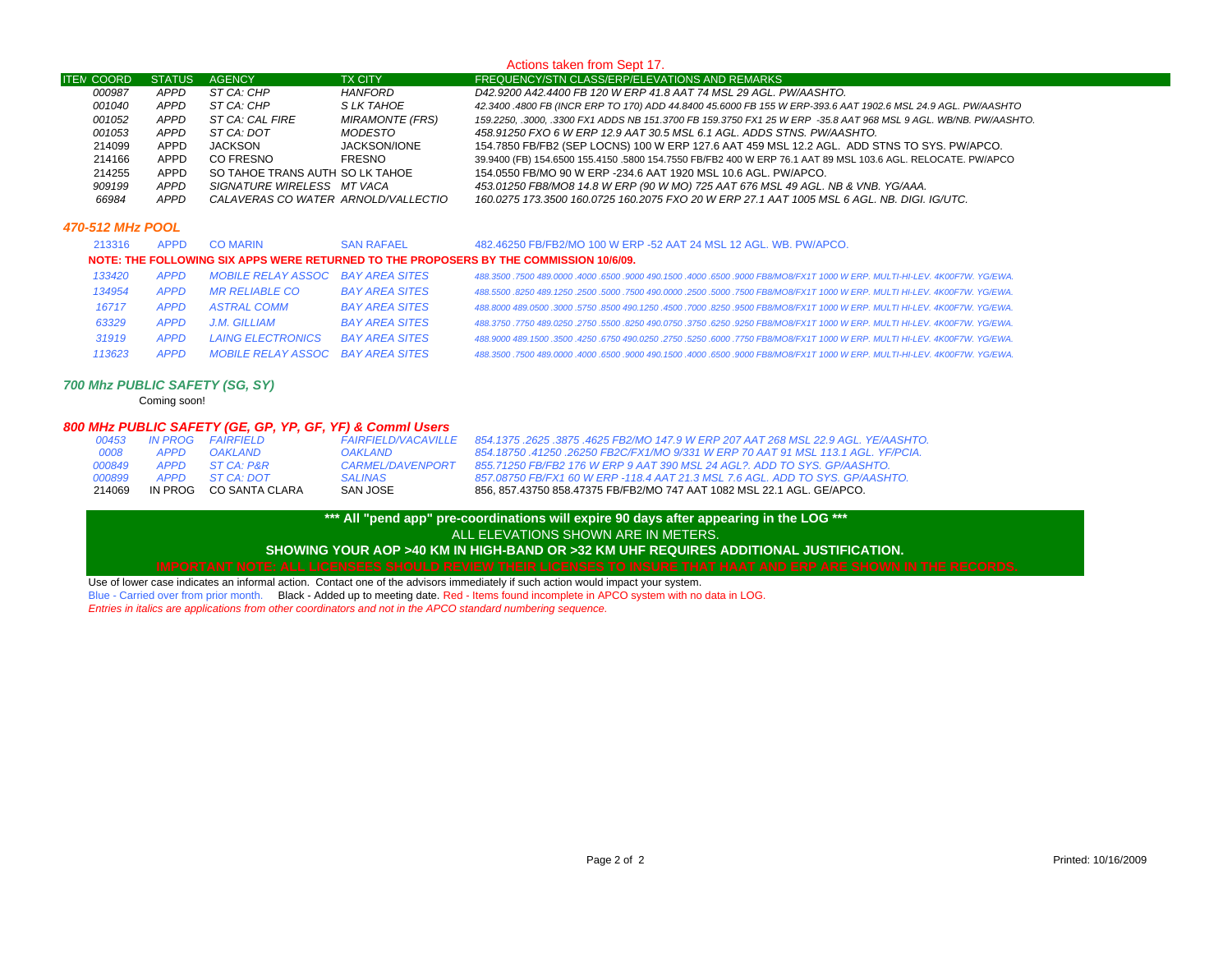Actions taken from Sept 17.

| ITEM | COORD | STATUS | AGENCY | TX CITY | FREQUENCY/STN CLASS/ERP/ELEVATIONS AND REMARKS |
|---|---|---|---|---|---|
| | *000987* | *APPD* | *ST CA: CHP* | *HANFORD* | *D42.9200 A42.4400 FB 120 W ERP 41.8 AAT 74 MSL 29 AGL. PW/AASHTO.* |
| | *001040* | *APPD* | *ST CA: CHP* | *S LK TAHOE* | *42.3400 .4800 FB (INCR ERP TO 170) ADD 44.8400 45.6000 FB 155 W ERP-393.6 AAT 1902.6 MSL 24.9 AGL. PW/AASHTO* |
| | *001052* | *APPD* | *ST CA: CAL FIRE* | *MIRAMONTE (FRS)* | *159.2250, .3000, .3300 FX1 ADDS NB 151.3700 FB 159.3750 FX1 25 W ERP -35.8 AAT 968 MSL 9 AGL. WB/NB. PW/AASHTO.* |
| | *001053* | *APPD* | *ST CA: DOT* | *MODESTO* | *458.91250 FXO 6 W ERP 12.9 AAT 30.5 MSL 6.1 AGL. ADDS STNS. PW/AASHTO.* |
| | 214099 | APPD | JACKSON | JACKSON/IONE | 154.7850 FB/FB2 (SEP LOCNS) 100 W ERP 127.6 AAT 459 MSL 12.2 AGL. ADD STNS TO SYS. PW/APCO. |
| | 214166 | APPD | CO FRESNO | FRESNO | 39.9400 (FB) 154.6500 155.4150 .5800 154.7550 FB/FB2 400 W ERP 76.1 AAT 89 MSL 103.6 AGL. RELOCATE. PW/APCO |
| | 214255 | APPD | SO TAHOE TRANS AUTH | SO LK TAHOE | 154.0550 FB/MO 90 W ERP -234.6 AAT 1920 MSL 10.6 AGL. PW/APCO. |
| | *909199* | *APPD* | *SIGNATURE WIRELESS* | *MT VACA* | *453.01250 FB8/MO8 14.8 W ERP (90 W MO) 725 AAT 676 MSL 49 AGL. NB & VNB. YG/AAA.* |
| | *66984* | *APPD* | *CALAVERAS CO WATER* | *ARNOLD/VALLECTIO* | *160.0275 173.3500 160.0725 160.2075 FXO 20 W ERP 27.1 AAT 1005 MSL 6 AGL. NB. DIGI. IG/UTC.* |

### *470-512 MHz POOL*

| | | | | |
|---|---|---|---|---|
| 213316 | APPD | CO MARIN | SAN RAFAEL | 482.46250 FB/FB2/MO 100 W ERP -52 AAT 24 MSL 12 AGL. WB. PW/APCO. |

**NOTE: THE FOLLOWING SIX APPS WERE RETURNED TO THE PROPOSERS BY THE COMMISSION 10/6/09.**

| | | | | |
|---|---|---|---|---|
| *133420* | *APPD* | *MOBILE RELAY ASSOC* | *BAY AREA SITES* | *488.3500 .7500 489.0000 .4000 .6500 .9000 490.1500 .4000 .6500 .9000 FB8/MO8/FX1T 1000 W ERP. MULTI-HI-LEV. 4K00F7W. YG/EWA.* |
| *134954* | *APPD* | *MR RELIABLE CO* | *BAY AREA SITES* | *488.5500 .8250 489.1250 .2500 .5000 .7500 490.0000 .2500 .5000 .7500 FB8/MO8/FX1T 1000 W ERP. MULTI HI-LEV. 4K00F7W. YG/EWA.* |
| *16717* | *APPD* | *ASTRAL COMM* | *BAY AREA SITES* | *488.8000 489.0500 .3000 .5750 .8500 490.1250 .4500 .7000 .8250 .9500 FB8/MO8/FX1T 1000 W ERP. MULTI HI-LEV. 4K00F7W. YG/EWA.* |
| *63329* | *APPD* | *J.M. GILLIAM* | *BAY AREA SITES* | *488.3750 .7750 489.0250 .2750 .5500 .8250 490.0750 .3750 .6250 .9250 FB8/MO8/FX1T 1000 W ERP. MULTI HI-LEV. 4K00F7W. YG/EWA.* |
| *31919* | *APPD* | *LAING ELECTRONICS* | *BAY AREA SITES* | *488.9000 489.1500 .3500 .4250 .6750 490.0250 .2750 .5250 .6000 .7750 FB8/MO8/FX1T 1000 W ERP. MULTI HI-LEV. 4K00F7W. YG/EWA.* |
| *113623* | *APPD* | *MOBILE RELAY ASSOC* | *BAY AREA SITES* | *488.3500 .7500 489.0000 .4000 .6500 .9000 490.1500 .4000 .6500 .9000 FB8/MO8/FX1T 1000 W ERP. MULTI-HI-LEV. 4K00F7W. YG/EWA.* |

### *700 Mhz PUBLIC SAFETY (SG, SY)*

Coming soon!

### *800 MHz PUBLIC SAFETY (GE, GP, YP, GF, YF) & Comml Users*

| | | | | |
|---|---|---|---|---|
| *00453* | *IN PROG* | *FAIRFIELD* | *FAIRFIELD/VACAVILLE* | *854.1375 .2625 .3875 .4625 FB2/MO 147.9 W ERP 207 AAT 268 MSL 22.9 AGL. YE/AASHTO.* |
| *0008* | *APPD* | *OAKLAND* | *OAKLAND* | *854.18750 .41250 .26250 FB2C/FX1/MO 9/331 W ERP 70 AAT 91 MSL 113.1 AGL. YF/PCIA.* |
| *000849* | *APPD* | *ST CA: P&R* | *CARMEL/DAVENPORT* | *855.71250 FB/FB2 176 W ERP 9 AAT 390 MSL 24 AGL?. ADD TO SYS. GP/AASHTO.* |
| *000899* | *APPD* | *ST CA: DOT* | *SALINAS* | *857.08750 FB/FX1 60 W ERP -118.4 AAT 21.3 MSL 7.6 AGL. ADD TO SYS. GP/AASHTO.* |
| 214069 | IN PROG | CO SANTA CLARA | SAN JOSE | 856, 857.43750 858.47375 FB/FB2/MO 747 AAT 1082 MSL 22.1 AGL. GE/APCO. |

**\*\*\* All "pend app" pre-coordinations will expire 90 days after appearing in the LOG \*\*\***

ALL ELEVATIONS SHOWN ARE IN METERS.

**SHOWING YOUR AOP >40 KM IN HIGH-BAND OR >32 KM UHF REQUIRES ADDITIONAL JUSTIFICATION.**

**IMPORTANT NOTE: ALL LICENSEES SHOULD REVIEW THEIR LICENSES TO INSURE THAT HAAT AND ERP ARE SHOWN IN THE RECORDS.**

Use of lower case indicates an informal action. Contact one of the advisors immediately if such action would impact your system.

Blue - Carried over from prior month. Black - Added up to meeting date. Red - Items found incomplete in APCO system with no data in LOG.

*Entries in italics are applications from other coordinators and not in the APCO standard numbering sequence.*

Printed: 10/16/2009